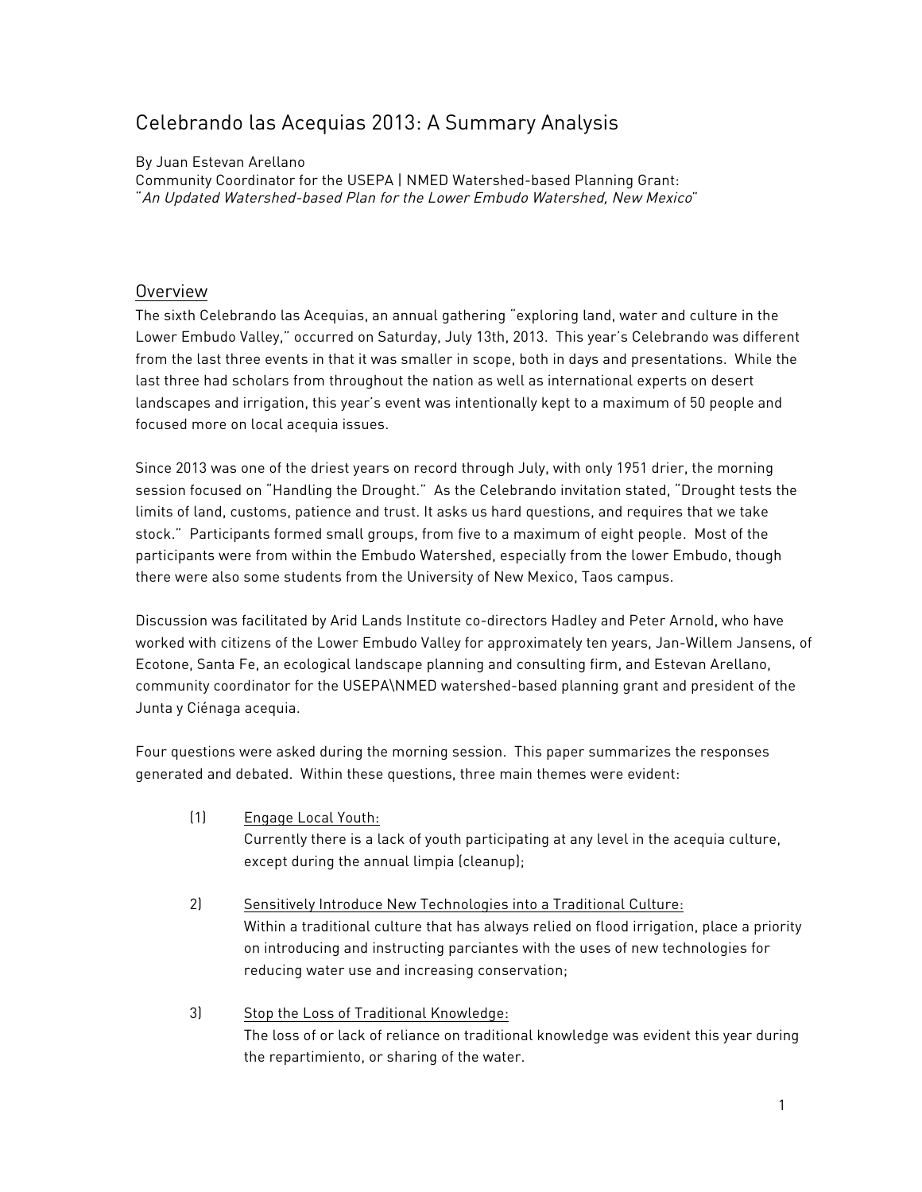# Celebrando las Acequias 2013: A Summary Analysis

By Juan Estevan Arellano
Community Coordinator for the USEPA | NMED Watershed-based Planning Grant:
"*An Updated Watershed-based Plan for the Lower Embudo Watershed, New Mexico*"

## Overview

The sixth Celebrando las Acequias, an annual gathering "exploring land, water and culture in the Lower Embudo Valley," occurred on Saturday, July 13th, 2013. This year's Celebrando was different from the last three events in that it was smaller in scope, both in days and presentations. While the last three had scholars from throughout the nation as well as international experts on desert landscapes and irrigation, this year's event was intentionally kept to a maximum of 50 people and focused more on local acequia issues.

Since 2013 was one of the driest years on record through July, with only 1951 drier, the morning session focused on "Handling the Drought." As the Celebrando invitation stated, "Drought tests the limits of land, customs, patience and trust. It asks us hard questions, and requires that we take stock." Participants formed small groups, from five to a maximum of eight people. Most of the participants were from within the Embudo Watershed, especially from the lower Embudo, though there were also some students from the University of New Mexico, Taos campus.

Discussion was facilitated by Arid Lands Institute co-directors Hadley and Peter Arnold, who have worked with citizens of the Lower Embudo Valley for approximately ten years, Jan-Willem Jansens, of Ecotone, Santa Fe, an ecological landscape planning and consulting firm, and Estevan Arellano, community coordinator for the USEPA\NMED watershed-based planning grant and president of the Junta y Ciénaga acequia.

Four questions were asked during the morning session. This paper summarizes the responses generated and debated. Within these questions, three main themes were evident:

(1) Engage Local Youth:
Currently there is a lack of youth participating at any level in the acequia culture, except during the annual limpia (cleanup);

2) Sensitively Introduce New Technologies into a Traditional Culture:
Within a traditional culture that has always relied on flood irrigation, place a priority on introducing and instructing parciantes with the uses of new technologies for reducing water use and increasing conservation;

3) Stop the Loss of Traditional Knowledge:
The loss of or lack of reliance on traditional knowledge was evident this year during the repartimiento, or sharing of the water.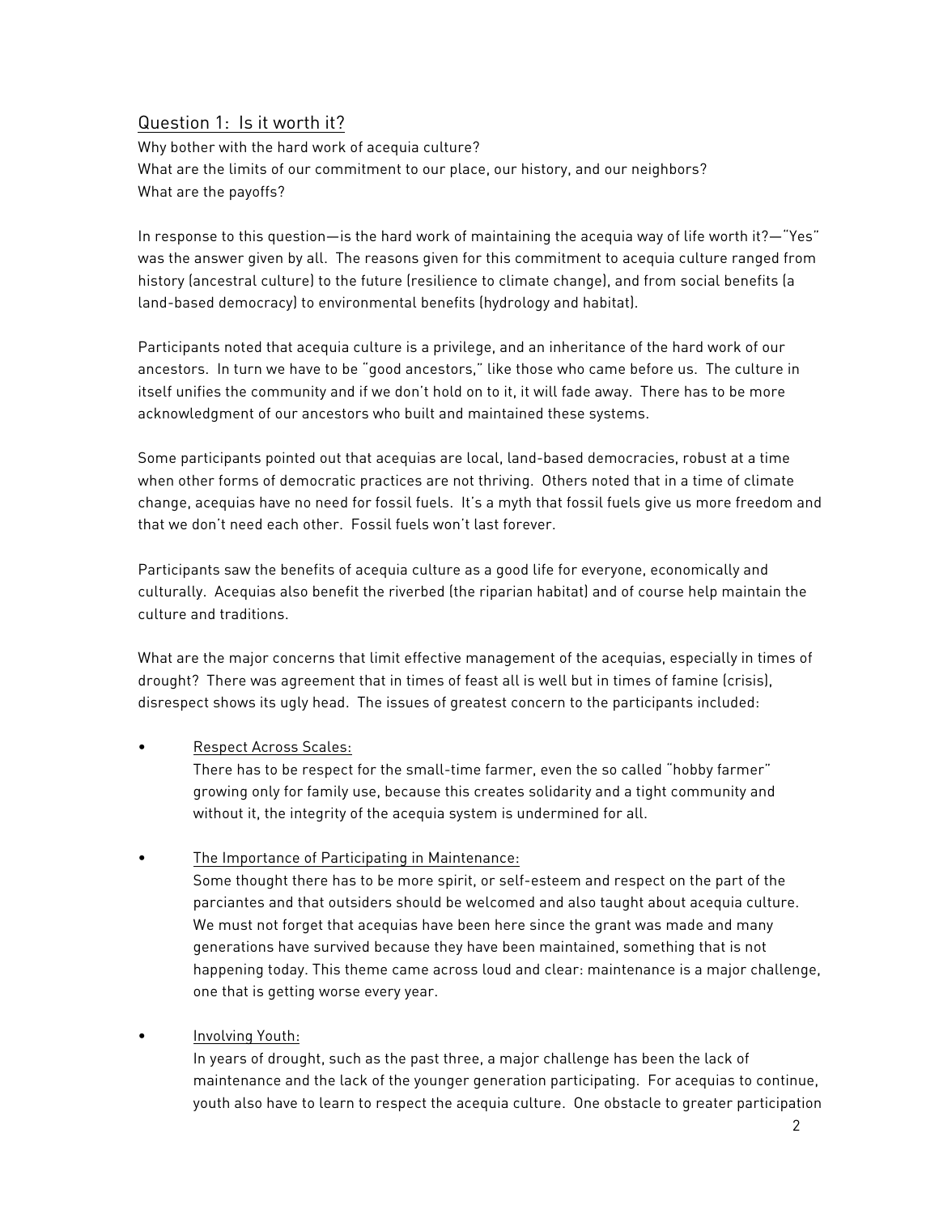## Question 1: Is it worth it?

Why bother with the hard work of acequia culture?
What are the limits of our commitment to our place, our history, and our neighbors?
What are the payoffs?

In response to this question—is the hard work of maintaining the acequia way of life worth it?—"Yes" was the answer given by all. The reasons given for this commitment to acequia culture ranged from history (ancestral culture) to the future (resilience to climate change), and from social benefits (a land-based democracy) to environmental benefits (hydrology and habitat).

Participants noted that acequia culture is a privilege, and an inheritance of the hard work of our ancestors. In turn we have to be "good ancestors," like those who came before us. The culture in itself unifies the community and if we don't hold on to it, it will fade away. There has to be more acknowledgment of our ancestors who built and maintained these systems.

Some participants pointed out that acequias are local, land-based democracies, robust at a time when other forms of democratic practices are not thriving. Others noted that in a time of climate change, acequias have no need for fossil fuels. It's a myth that fossil fuels give us more freedom and that we don't need each other. Fossil fuels won't last forever.

Participants saw the benefits of acequia culture as a good life for everyone, economically and culturally. Acequias also benefit the riverbed (the riparian habitat) and of course help maintain the culture and traditions.

What are the major concerns that limit effective management of the acequias, especially in times of drought? There was agreement that in times of feast all is well but in times of famine (crisis), disrespect shows its ugly head. The issues of greatest concern to the participants included:

- Respect Across Scales:
  There has to be respect for the small-time farmer, even the so called "hobby farmer" growing only for family use, because this creates solidarity and a tight community and without it, the integrity of the acequia system is undermined for all.

- The Importance of Participating in Maintenance:
  Some thought there has to be more spirit, or self-esteem and respect on the part of the parciantes and that outsiders should be welcomed and also taught about acequia culture. We must not forget that acequias have been here since the grant was made and many generations have survived because they have been maintained, something that is not happening today. This theme came across loud and clear: maintenance is a major challenge, one that is getting worse every year.

- Involving Youth:
  In years of drought, such as the past three, a major challenge has been the lack of maintenance and the lack of the younger generation participating. For acequias to continue, youth also have to learn to respect the acequia culture. One obstacle to greater participation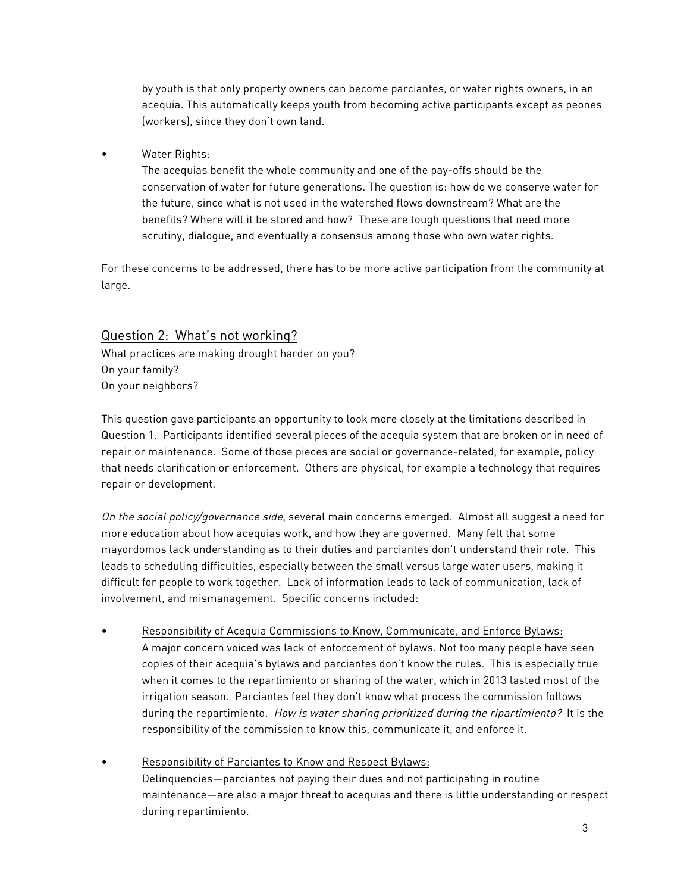by youth is that only property owners can become parciantes, or water rights owners, in an acequia. This automatically keeps youth from becoming active participants except as peones (workers), since they don't own land.

- <u>Water Rights:</u>
  The acequias benefit the whole community and one of the pay-offs should be the conservation of water for future generations. The question is: how do we conserve water for the future, since what is not used in the watershed flows downstream? What are the benefits? Where will it be stored and how? These are tough questions that need more scrutiny, dialogue, and eventually a consensus among those who own water rights.

For these concerns to be addressed, there has to be more active participation from the community at large.

## <u>Question 2: What's not working?</u>

What practices are making drought harder on you?
On your family?
On your neighbors?

This question gave participants an opportunity to look more closely at the limitations described in Question 1. Participants identified several pieces of the acequia system that are broken or in need of repair or maintenance. Some of those pieces are social or governance-related, for example, policy that needs clarification or enforcement. Others are physical, for example a technology that requires repair or development.

*On the social policy/governance side*, several main concerns emerged. Almost all suggest a need for more education about how acequias work, and how they are governed. Many felt that some mayordomos lack understanding as to their duties and parciantes don't understand their role. This leads to scheduling difficulties, especially between the small versus large water users, making it difficult for people to work together. Lack of information leads to lack of communication, lack of involvement, and mismanagement. Specific concerns included:

- <u>Responsibility of Acequia Commissions to Know, Communicate, and Enforce Bylaws:</u>
  A major concern voiced was lack of enforcement of bylaws. Not too many people have seen copies of their acequia's bylaws and parciantes don't know the rules. This is especially true when it comes to the repartimiento or sharing of the water, which in 2013 lasted most of the irrigation season. Parciantes feel they don't know what process the commission follows during the repartimiento. *How is water sharing prioritized during the ripartimiento?* It is the responsibility of the commission to know this, communicate it, and enforce it.

- <u>Responsibility of Parciantes to Know and Respect Bylaws:</u>
  Delinquencies—parciantes not paying their dues and not participating in routine maintenance—are also a major threat to acequias and there is little understanding or respect during repartimiento.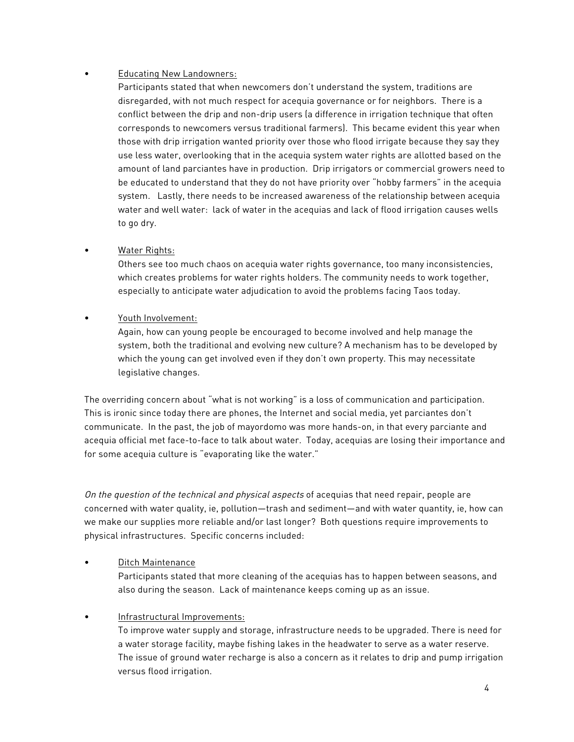- <u>Educating New Landowners:</u>
  Participants stated that when newcomers don't understand the system, traditions are disregarded, with not much respect for acequia governance or for neighbors. There is a conflict between the drip and non-drip users (a difference in irrigation technique that often corresponds to newcomers versus traditional farmers). This became evident this year when those with drip irrigation wanted priority over those who flood irrigate because they say they use less water, overlooking that in the acequia system water rights are allotted based on the amount of land parciantes have in production. Drip irrigators or commercial growers need to be educated to understand that they do not have priority over "hobby farmers" in the acequia system. Lastly, there needs to be increased awareness of the relationship between acequia water and well water: lack of water in the acequias and lack of flood irrigation causes wells to go dry.

- <u>Water Rights:</u>
  Others see too much chaos on acequia water rights governance, too many inconsistencies, which creates problems for water rights holders. The community needs to work together, especially to anticipate water adjudication to avoid the problems facing Taos today.

- <u>Youth Involvement:</u>
  Again, how can young people be encouraged to become involved and help manage the system, both the traditional and evolving new culture? A mechanism has to be developed by which the young can get involved even if they don't own property. This may necessitate legislative changes.

The overriding concern about "what is not working" is a loss of communication and participation. This is ironic since today there are phones, the Internet and social media, yet parciantes don't communicate. In the past, the job of mayordomo was more hands-on, in that every parciante and acequia official met face-to-face to talk about water. Today, acequias are losing their importance and for some acequia culture is "evaporating like the water."

*On the question of the technical and physical aspects* of acequias that need repair, people are concerned with water quality, ie, pollution—trash and sediment—and with water quantity, ie, how can we make our supplies more reliable and/or last longer? Both questions require improvements to physical infrastructures. Specific concerns included:

- <u>Ditch Maintenance</u>
  Participants stated that more cleaning of the acequias has to happen between seasons, and also during the season. Lack of maintenance keeps coming up as an issue.

- <u>Infrastructural Improvements:</u>
  To improve water supply and storage, infrastructure needs to be upgraded. There is need for a water storage facility, maybe fishing lakes in the headwater to serve as a water reserve. The issue of ground water recharge is also a concern as it relates to drip and pump irrigation versus flood irrigation.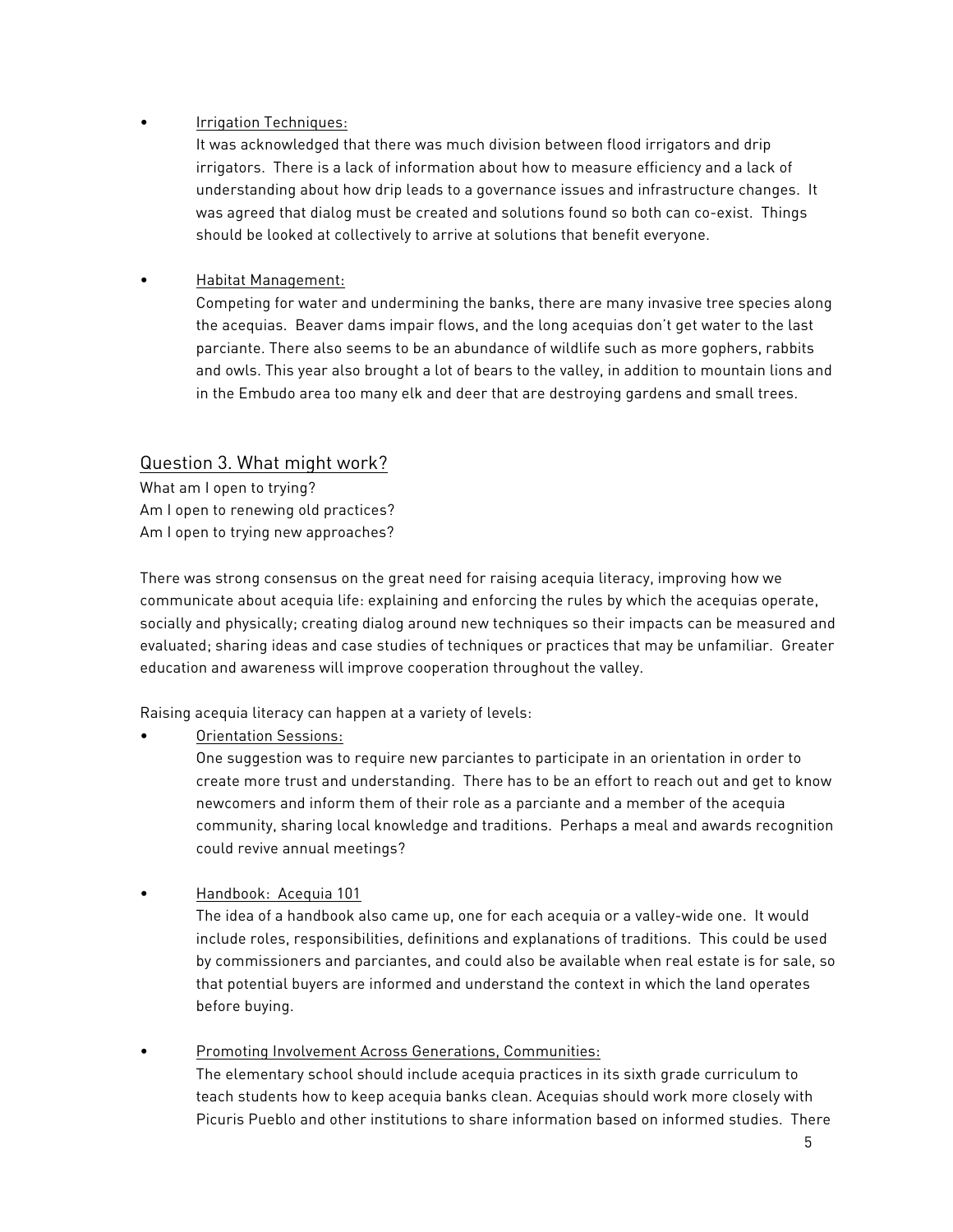- <u>Irrigation Techniques:</u>
  It was acknowledged that there was much division between flood irrigators and drip irrigators. There is a lack of information about how to measure efficiency and a lack of understanding about how drip leads to a governance issues and infrastructure changes. It was agreed that dialog must be created and solutions found so both can co-exist. Things should be looked at collectively to arrive at solutions that benefit everyone.

- <u>Habitat Management:</u>
  Competing for water and undermining the banks, there are many invasive tree species along the acequias. Beaver dams impair flows, and the long acequias don't get water to the last parciante. There also seems to be an abundance of wildlife such as more gophers, rabbits and owls. This year also brought a lot of bears to the valley, in addition to mountain lions and in the Embudo area too many elk and deer that are destroying gardens and small trees.

## <u>Question 3. What might work?</u>

What am I open to trying?
Am I open to renewing old practices?
Am I open to trying new approaches?

There was strong consensus on the great need for raising acequia literacy, improving how we communicate about acequia life: explaining and enforcing the rules by which the acequias operate, socially and physically; creating dialog around new techniques so their impacts can be measured and evaluated; sharing ideas and case studies of techniques or practices that may be unfamiliar. Greater education and awareness will improve cooperation throughout the valley.

Raising acequia literacy can happen at a variety of levels:

- <u>Orientation Sessions:</u>
  One suggestion was to require new parciantes to participate in an orientation in order to create more trust and understanding. There has to be an effort to reach out and get to know newcomers and inform them of their role as a parciante and a member of the acequia community, sharing local knowledge and traditions. Perhaps a meal and awards recognition could revive annual meetings?

- <u>Handbook: Acequia 101</u>
  The idea of a handbook also came up, one for each acequia or a valley-wide one. It would include roles, responsibilities, definitions and explanations of traditions. This could be used by commissioners and parciantes, and could also be available when real estate is for sale, so that potential buyers are informed and understand the context in which the land operates before buying.

- <u>Promoting Involvement Across Generations, Communities:</u>
  The elementary school should include acequia practices in its sixth grade curriculum to teach students how to keep acequia banks clean. Acequias should work more closely with Picuris Pueblo and other institutions to share information based on informed studies. There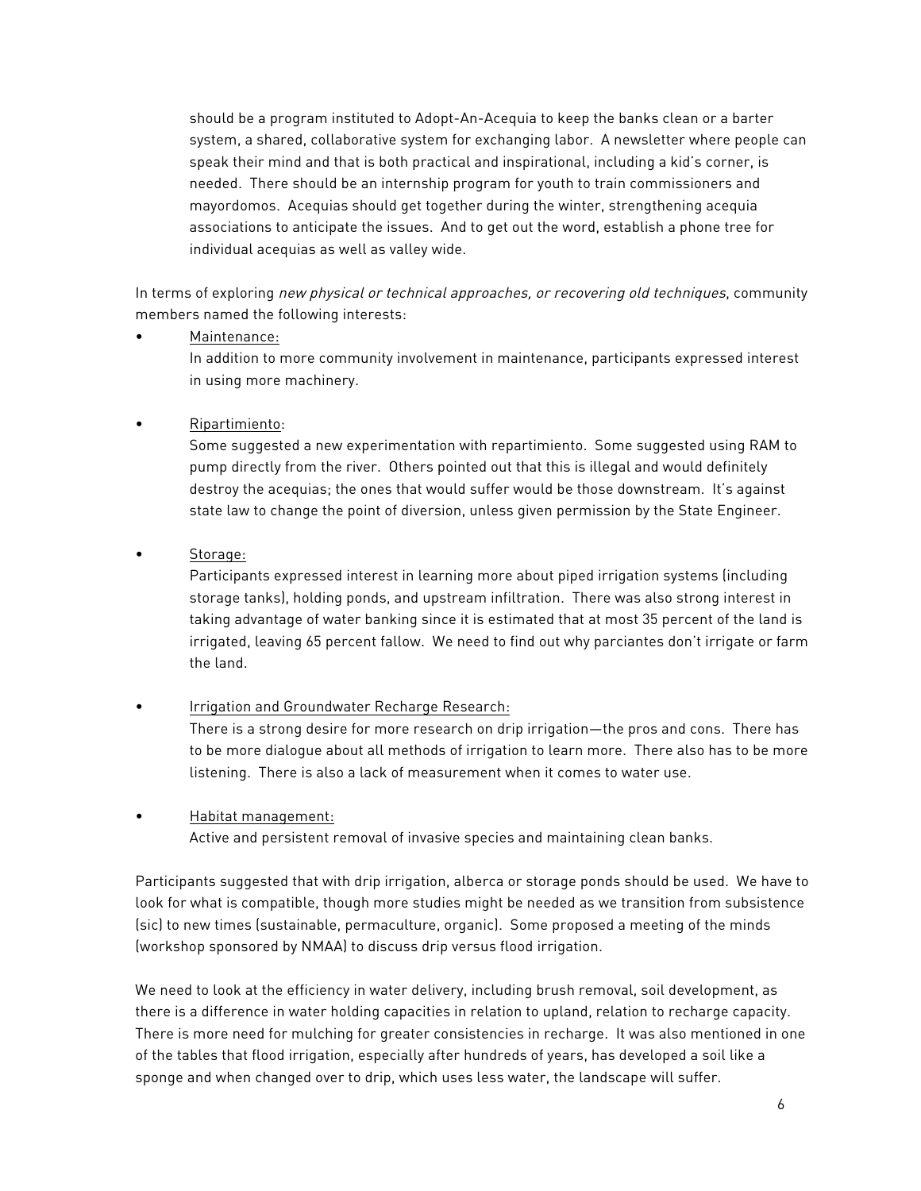should be a program instituted to Adopt-An-Acequia to keep the banks clean or a barter system, a shared, collaborative system for exchanging labor. A newsletter where people can speak their mind and that is both practical and inspirational, including a kid's corner, is needed. There should be an internship program for youth to train commissioners and mayordomos. Acequias should get together during the winter, strengthening acequia associations to anticipate the issues. And to get out the word, establish a phone tree for individual acequias as well as valley wide.

In terms of exploring *new physical or technical approaches, or recovering old techniques*, community members named the following interests:

- <u>Maintenance:</u>
  In addition to more community involvement in maintenance, participants expressed interest in using more machinery.

- <u>Ripartimiento</u>:
  Some suggested a new experimentation with repartimiento. Some suggested using RAM to pump directly from the river. Others pointed out that this is illegal and would definitely destroy the acequias; the ones that would suffer would be those downstream. It's against state law to change the point of diversion, unless given permission by the State Engineer.

- <u>Storage:</u>
  Participants expressed interest in learning more about piped irrigation systems (including storage tanks), holding ponds, and upstream infiltration. There was also strong interest in taking advantage of water banking since it is estimated that at most 35 percent of the land is irrigated, leaving 65 percent fallow. We need to find out why parciantes don't irrigate or farm the land.

- <u>Irrigation and Groundwater Recharge Research:</u>
  There is a strong desire for more research on drip irrigation—the pros and cons. There has to be more dialogue about all methods of irrigation to learn more. There also has to be more listening. There is also a lack of measurement when it comes to water use.

- <u>Habitat management:</u>
  Active and persistent removal of invasive species and maintaining clean banks.

Participants suggested that with drip irrigation, alberca or storage ponds should be used. We have to look for what is compatible, though more studies might be needed as we transition from subsistence (sic) to new times (sustainable, permaculture, organic). Some proposed a meeting of the minds (workshop sponsored by NMAA) to discuss drip versus flood irrigation.

We need to look at the efficiency in water delivery, including brush removal, soil development, as there is a difference in water holding capacities in relation to upland, relation to recharge capacity. There is more need for mulching for greater consistencies in recharge. It was also mentioned in one of the tables that flood irrigation, especially after hundreds of years, has developed a soil like a sponge and when changed over to drip, which uses less water, the landscape will suffer.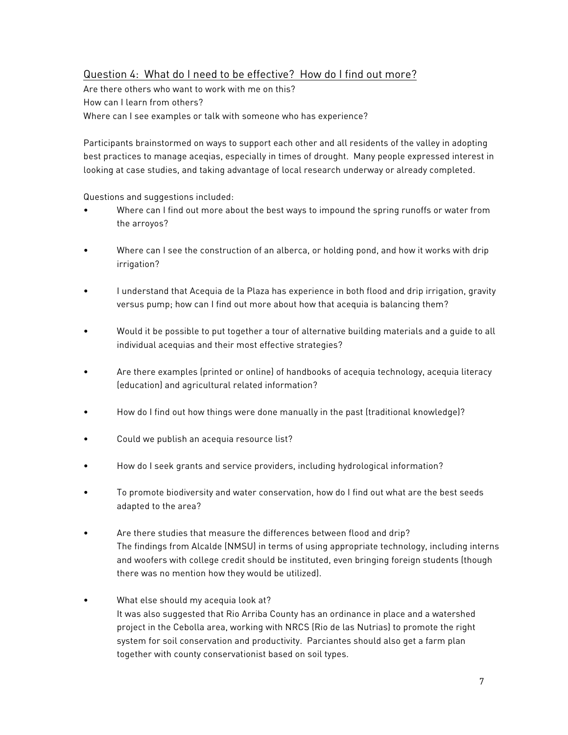## Question 4: What do I need to be effective? How do I find out more?

Are there others who want to work with me on this?
How can I learn from others?
Where can I see examples or talk with someone who has experience?

Participants brainstormed on ways to support each other and all residents of the valley in adopting best practices to manage aceqias, especially in times of drought. Many people expressed interest in looking at case studies, and taking advantage of local research underway or already completed.

Questions and suggestions included:

- Where can I find out more about the best ways to impound the spring runoffs or water from the arroyos?

- Where can I see the construction of an alberca, or holding pond, and how it works with drip irrigation?

- I understand that Acequia de la Plaza has experience in both flood and drip irrigation, gravity versus pump; how can I find out more about how that acequia is balancing them?

- Would it be possible to put together a tour of alternative building materials and a guide to all individual acequias and their most effective strategies?

- Are there examples (printed or online) of handbooks of acequia technology, acequia literacy (education) and agricultural related information?

- How do I find out how things were done manually in the past (traditional knowledge)?

- Could we publish an acequia resource list?

- How do I seek grants and service providers, including hydrological information?

- To promote biodiversity and water conservation, how do I find out what are the best seeds adapted to the area?

- Are there studies that measure the differences between flood and drip?
  The findings from Alcalde (NMSU) in terms of using appropriate technology, including interns and woofers with college credit should be instituted, even bringing foreign students (though there was no mention how they would be utilized).

- What else should my acequia look at?
  It was also suggested that Rio Arriba County has an ordinance in place and a watershed project in the Cebolla area, working with NRCS (Rio de las Nutrias) to promote the right system for soil conservation and productivity. Parciantes should also get a farm plan together with county conservationist based on soil types.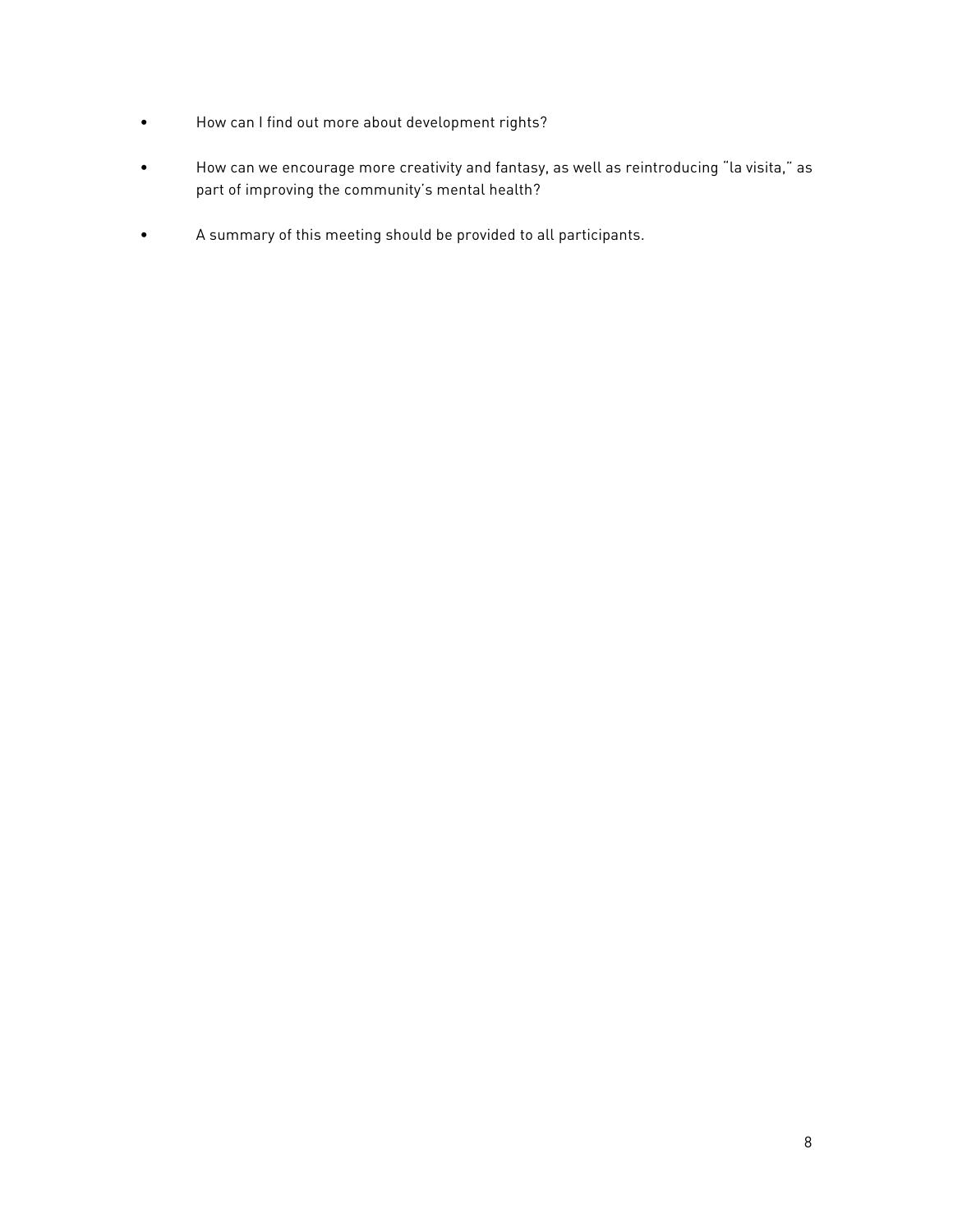- How can I find out more about development rights?

- How can we encourage more creativity and fantasy, as well as reintroducing “la visita,” as part of improving the community’s mental health?

- A summary of this meeting should be provided to all participants.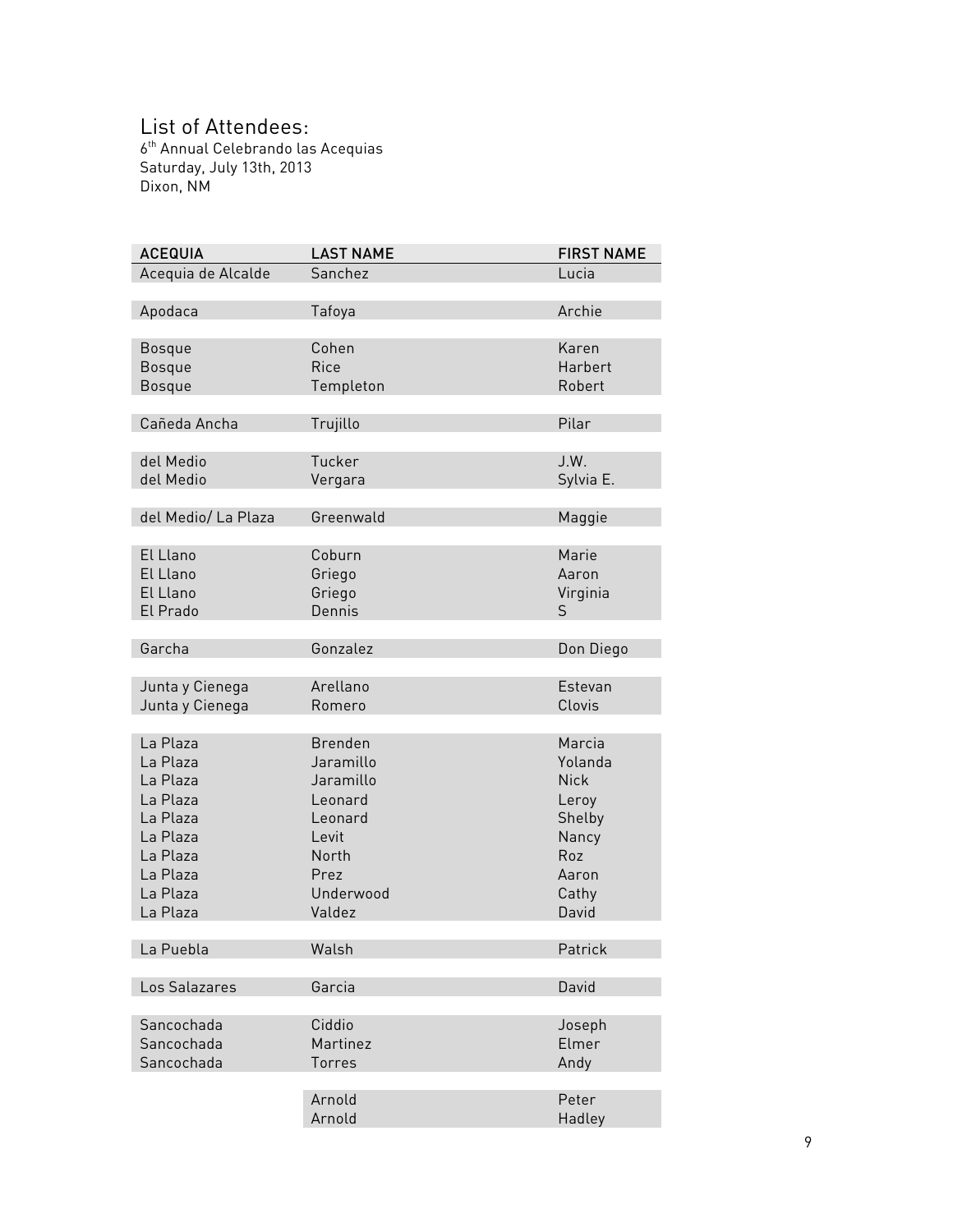# List of Attendees:

6th Annual Celebrando las Acequias
Saturday, July 13th, 2013
Dixon, NM

| ACEQUIA | LAST NAME | FIRST NAME |
|---|---|---|
| Acequia de Alcalde | Sanchez | Lucia |
| | | |
| Apodaca | Tafoya | Archie |
| | | |
| Bosque | Cohen | Karen |
| Bosque | Rice | Harbert |
| Bosque | Templeton | Robert |
| | | |
| Cañeda Ancha | Trujillo | Pilar |
| | | |
| del Medio | Tucker | J.W. |
| del Medio | Vergara | Sylvia E. |
| | | |
| del Medio/ La Plaza | Greenwald | Maggie |
| | | |
| El Llano | Coburn | Marie |
| El Llano | Griego | Aaron |
| El Llano | Griego | Virginia |
| El Prado | Dennis | S |
| | | |
| Garcha | Gonzalez | Don Diego |
| | | |
| Junta y Cienega | Arellano | Estevan |
| Junta y Cienega | Romero | Clovis |
| | | |
| La Plaza | Brenden | Marcia |
| La Plaza | Jaramillo | Yolanda |
| La Plaza | Jaramillo | Nick |
| La Plaza | Leonard | Leroy |
| La Plaza | Leonard | Shelby |
| La Plaza | Levit | Nancy |
| La Plaza | North | Roz |
| La Plaza | Prez | Aaron |
| La Plaza | Underwood | Cathy |
| La Plaza | Valdez | David |
| | | |
| La Puebla | Walsh | Patrick |
| | | |
| Los Salazares | Garcia | David |
| | | |
| Sancochada | Ciddio | Joseph |
| Sancochada | Martinez | Elmer |
| Sancochada | Torres | Andy |
| | | |
| | Arnold | Peter |
| | Arnold | Hadley |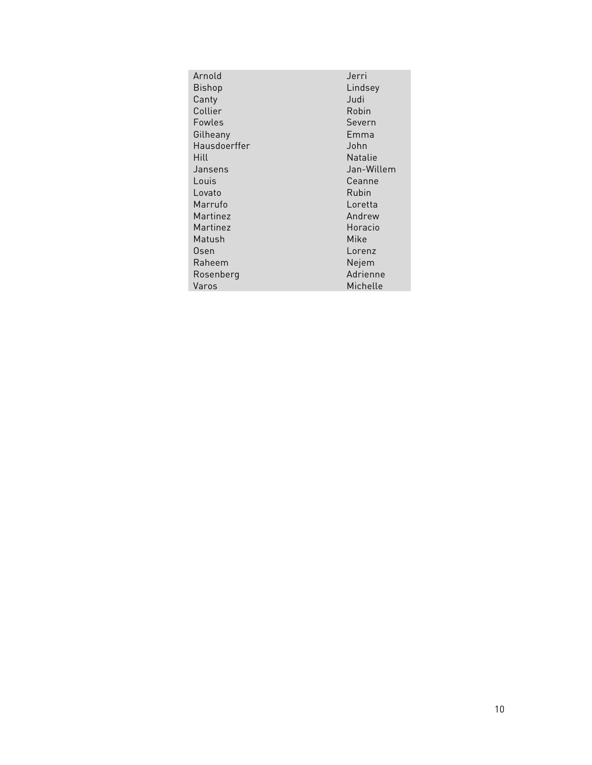| | |
|---|---|
| Arnold | Jerri |
| Bishop | Lindsey |
| Canty | Judi |
| Collier | Robin |
| Fowles | Severn |
| Gilheany | Emma |
| Hausdoerffer | John |
| Hill | Natalie |
| Jansens | Jan-Willem |
| Louis | Ceanne |
| Lovato | Rubin |
| Marrufo | Loretta |
| Martinez | Andrew |
| Martinez | Horacio |
| Matush | Mike |
| Osen | Lorenz |
| Raheem | Nejem |
| Rosenberg | Adrienne |
| Varos | Michelle |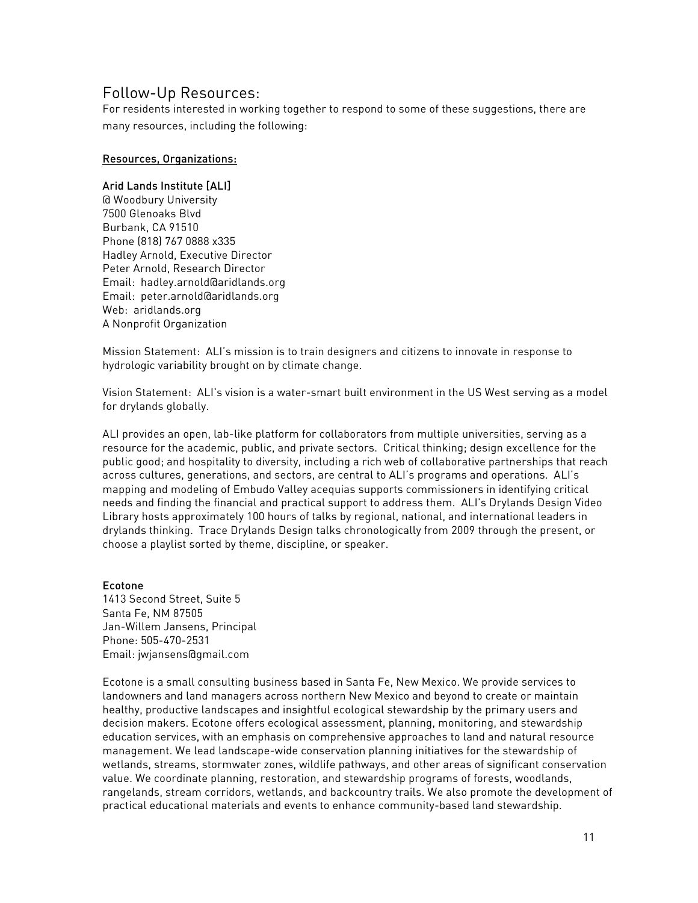## Follow-Up Resources:

For residents interested in working together to respond to some of these suggestions, there are many resources, including the following:

<u>Resources, Organizations:</u>

### Arid Lands Institute [ALI]

@ Woodbury University  
7500 Glenoaks Blvd  
Burbank, CA 91510  
Phone (818) 767 0888 x335  
Hadley Arnold, Executive Director  
Peter Arnold, Research Director  
Email: hadley.arnold@aridlands.org  
Email: peter.arnold@aridlands.org  
Web: aridlands.org  
A Nonprofit Organization

Mission Statement: ALI's mission is to train designers and citizens to innovate in response to hydrologic variability brought on by climate change.

Vision Statement: ALI's vision is a water-smart built environment in the US West serving as a model for drylands globally.

ALI provides an open, lab-like platform for collaborators from multiple universities, serving as a resource for the academic, public, and private sectors. Critical thinking; design excellence for the public good; and hospitality to diversity, including a rich web of collaborative partnerships that reach across cultures, generations, and sectors, are central to ALI's programs and operations. ALI's mapping and modeling of Embudo Valley acequias supports commissioners in identifying critical needs and finding the financial and practical support to address them. ALI's Drylands Design Video Library hosts approximately 100 hours of talks by regional, national, and international leaders in drylands thinking. Trace Drylands Design talks chronologically from 2009 through the present, or choose a playlist sorted by theme, discipline, or speaker.

### Ecotone

1413 Second Street, Suite 5  
Santa Fe, NM 87505  
Jan-Willem Jansens, Principal  
Phone: 505-470-2531  
Email: jwjansens@gmail.com

Ecotone is a small consulting business based in Santa Fe, New Mexico. We provide services to landowners and land managers across northern New Mexico and beyond to create or maintain healthy, productive landscapes and insightful ecological stewardship by the primary users and decision makers. Ecotone offers ecological assessment, planning, monitoring, and stewardship education services, with an emphasis on comprehensive approaches to land and natural resource management. We lead landscape-wide conservation planning initiatives for the stewardship of wetlands, streams, stormwater zones, wildlife pathways, and other areas of significant conservation value. We coordinate planning, restoration, and stewardship programs of forests, woodlands, rangelands, stream corridors, wetlands, and backcountry trails. We also promote the development of practical educational materials and events to enhance community-based land stewardship.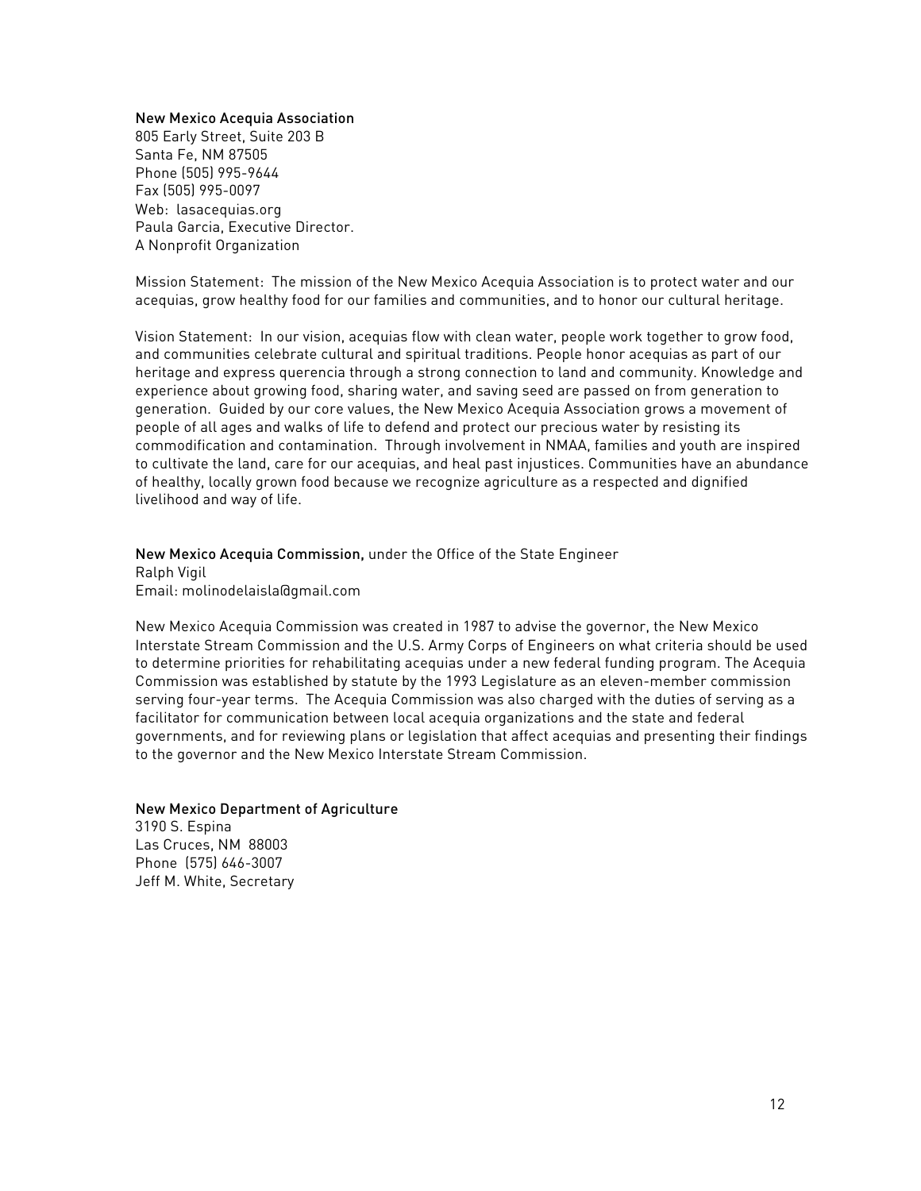### New Mexico Acequia Association

805 Early Street, Suite 203 B
Santa Fe, NM 87505
Phone (505) 995-9644
Fax (505) 995-0097
Web: lasacequias.org
Paula Garcia, Executive Director.
A Nonprofit Organization

Mission Statement: The mission of the New Mexico Acequia Association is to protect water and our acequias, grow healthy food for our families and communities, and to honor our cultural heritage.

Vision Statement: In our vision, acequias flow with clean water, people work together to grow food, and communities celebrate cultural and spiritual traditions. People honor acequias as part of our heritage and express querencia through a strong connection to land and community. Knowledge and experience about growing food, sharing water, and saving seed are passed on from generation to generation. Guided by our core values, the New Mexico Acequia Association grows a movement of people of all ages and walks of life to defend and protect our precious water by resisting its commodification and contamination. Through involvement in NMAA, families and youth are inspired to cultivate the land, care for our acequias, and heal past injustices. Communities have an abundance of healthy, locally grown food because we recognize agriculture as a respected and dignified livelihood and way of life.

### New Mexico Acequia Commission, under the Office of the State Engineer

Ralph Vigil
Email: molinodelaisla@gmail.com

New Mexico Acequia Commission was created in 1987 to advise the governor, the New Mexico Interstate Stream Commission and the U.S. Army Corps of Engineers on what criteria should be used to determine priorities for rehabilitating acequias under a new federal funding program. The Acequia Commission was established by statute by the 1993 Legislature as an eleven-member commission serving four-year terms. The Acequia Commission was also charged with the duties of serving as a facilitator for communication between local acequia organizations and the state and federal governments, and for reviewing plans or legislation that affect acequias and presenting their findings to the governor and the New Mexico Interstate Stream Commission.

### New Mexico Department of Agriculture

3190 S. Espina
Las Cruces, NM 88003
Phone (575) 646-3007
Jeff M. White, Secretary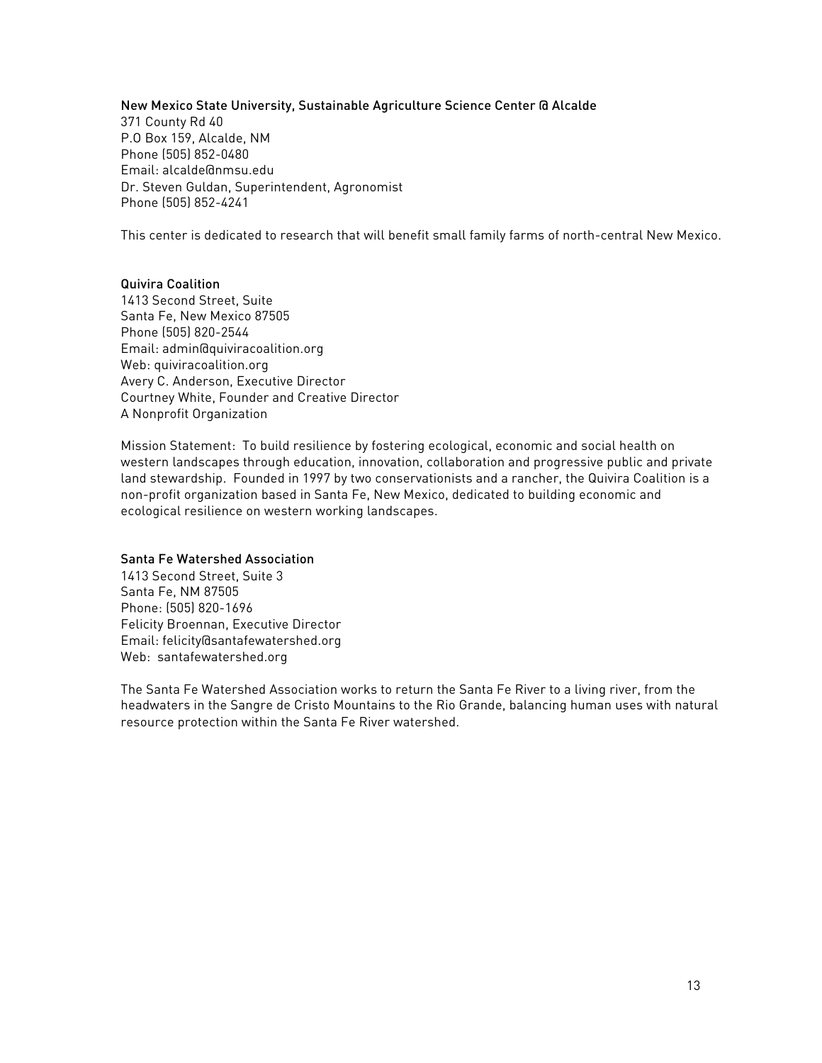### New Mexico State University, Sustainable Agriculture Science Center @ Alcalde

371 County Rd 40  
P.O Box 159, Alcalde, NM  
Phone (505) 852-0480  
Email: alcalde@nmsu.edu  
Dr. Steven Guldan, Superintendent, Agronomist  
Phone (505) 852-4241

This center is dedicated to research that will benefit small family farms of north-central New Mexico.

### Quivira Coalition

1413 Second Street, Suite  
Santa Fe, New Mexico 87505  
Phone (505) 820-2544  
Email: admin@quiviracoalition.org  
Web: quiviracoalition.org  
Avery C. Anderson, Executive Director  
Courtney White, Founder and Creative Director  
A Nonprofit Organization

Mission Statement: To build resilience by fostering ecological, economic and social health on western landscapes through education, innovation, collaboration and progressive public and private land stewardship. Founded in 1997 by two conservationists and a rancher, the Quivira Coalition is a non-profit organization based in Santa Fe, New Mexico, dedicated to building economic and ecological resilience on western working landscapes.

### Santa Fe Watershed Association

1413 Second Street, Suite 3  
Santa Fe, NM 87505  
Phone: (505) 820-1696  
Felicity Broennan, Executive Director  
Email: felicity@santafewatershed.org  
Web: santafewatershed.org

The Santa Fe Watershed Association works to return the Santa Fe River to a living river, from the headwaters in the Sangre de Cristo Mountains to the Rio Grande, balancing human uses with natural resource protection within the Santa Fe River watershed.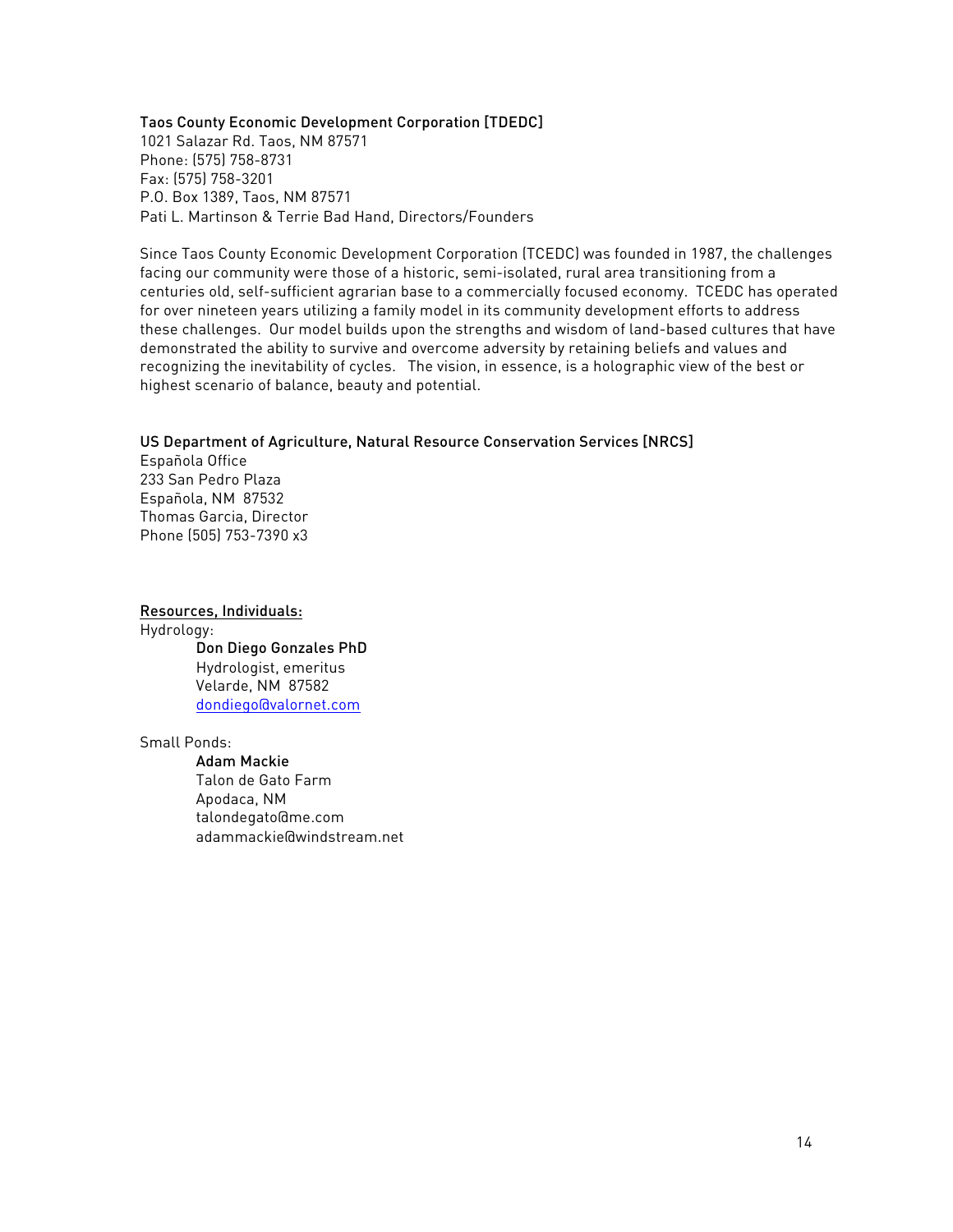**Taos County Economic Development Corporation [TDEDC]**
1021 Salazar Rd. Taos, NM 87571
Phone: (575) 758-8731
Fax: (575) 758-3201
P.O. Box 1389, Taos, NM 87571
Pati L. Martinson & Terrie Bad Hand, Directors/Founders

Since Taos County Economic Development Corporation (TCEDC) was founded in 1987, the challenges facing our community were those of a historic, semi-isolated, rural area transitioning from a centuries old, self-sufficient agrarian base to a commercially focused economy. TCEDC has operated for over nineteen years utilizing a family model in its community development efforts to address these challenges. Our model builds upon the strengths and wisdom of land-based cultures that have demonstrated the ability to survive and overcome adversity by retaining beliefs and values and recognizing the inevitability of cycles. The vision, in essence, is a holographic view of the best or highest scenario of balance, beauty and potential.

**US Department of Agriculture, Natural Resource Conservation Services [NRCS]**
Española Office
233 San Pedro Plaza
Española, NM 87532
Thomas Garcia, Director
Phone (505) 753-7390 x3

<u>Resources, Individuals:</u>

Hydrology:

> **Don Diego Gonzales PhD**
> Hydrologist, emeritus
> Velarde, NM 87582
> dondiego@valornet.com

Small Ponds:

> **Adam Mackie**
> Talon de Gato Farm
> Apodaca, NM
> talondegato@me.com
> adammackie@windstream.net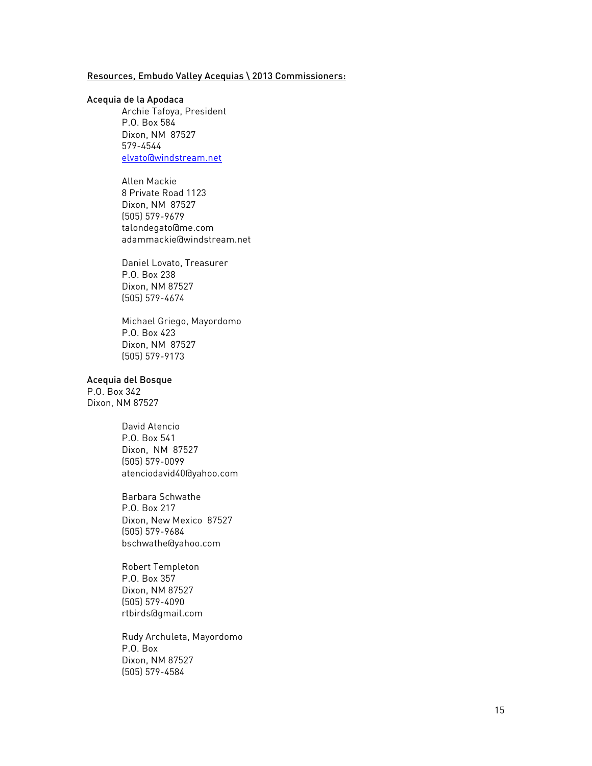Resources, Embudo Valley Acequias \ 2013 Commissioners:

**Acequia de la Apodaca**

Archie Tafoya, President
P.O. Box 584
Dixon, NM 87527
579-4544
elvato@windstream.net

Allen Mackie
8 Private Road 1123
Dixon, NM 87527
(505) 579-9679
talondegato@me.com
adammackie@windstream.net

Daniel Lovato, Treasurer
P.O. Box 238
Dixon, NM 87527
(505) 579-4674

Michael Griego, Mayordomo
P.O. Box 423
Dixon, NM 87527
(505) 579-9173

**Acequia del Bosque**
P.O. Box 342
Dixon, NM 87527

David Atencio
P.O. Box 541
Dixon, NM 87527
(505) 579-0099
atenciodavid40@yahoo.com

Barbara Schwathe
P.O. Box 217
Dixon, New Mexico 87527
(505) 579-9684
bschwathe@yahoo.com

Robert Templeton
P.O. Box 357
Dixon, NM 87527
(505) 579-4090
rtbirds@gmail.com

Rudy Archuleta, Mayordomo
P.O. Box
Dixon, NM 87527
(505) 579-4584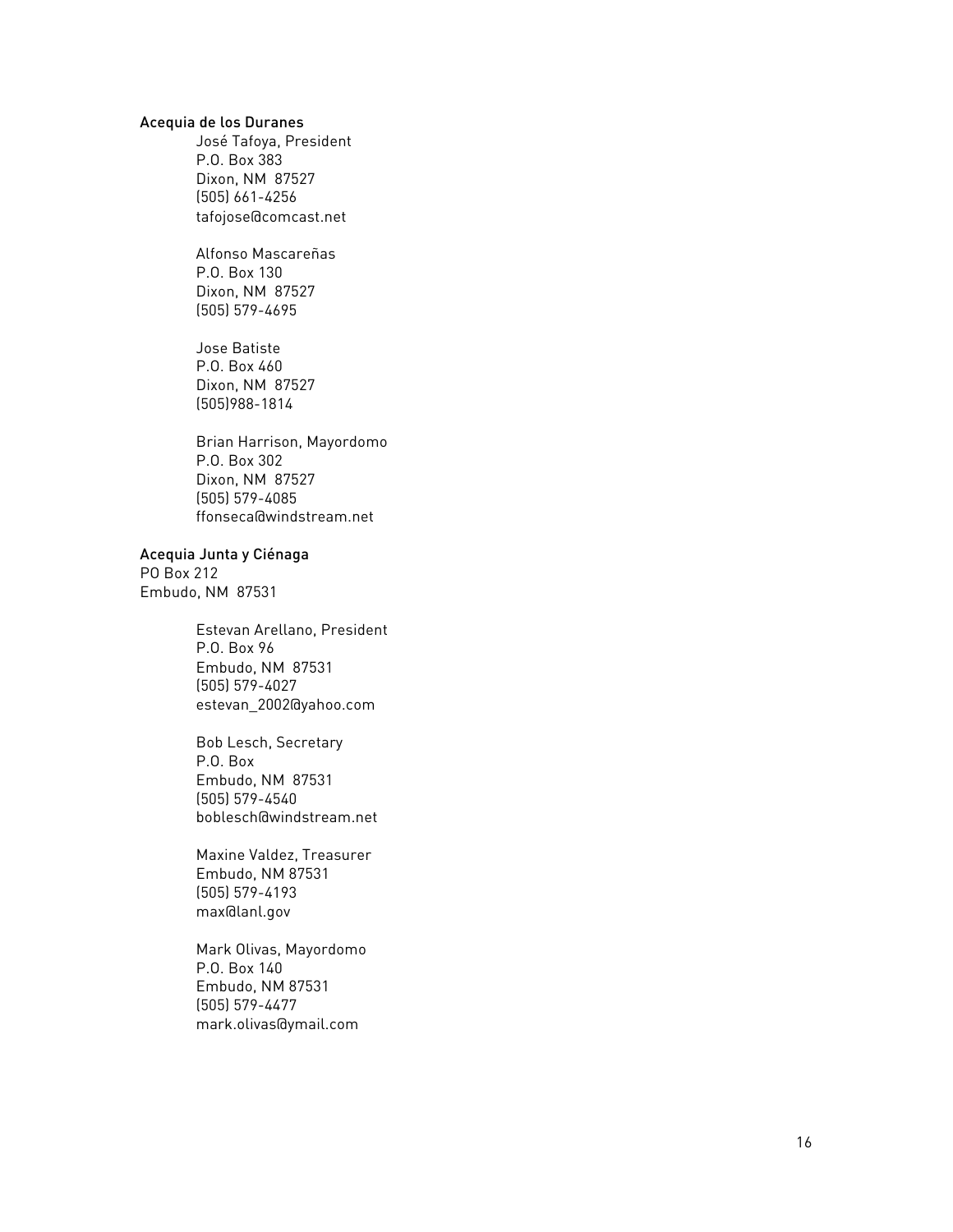### Acequia de los Duranes

José Tafoya, President
P.O. Box 383
Dixon, NM 87527
(505) 661-4256
tafojose@comcast.net

Alfonso Mascareñas
P.O. Box 130
Dixon, NM 87527
(505) 579-4695

Jose Batiste
P.O. Box 460
Dixon, NM 87527
(505)988-1814

Brian Harrison, Mayordomo
P.O. Box 302
Dixon, NM 87527
(505) 579-4085
ffonseca@windstream.net

### Acequia Junta y Ciénaga

PO Box 212
Embudo, NM 87531

Estevan Arellano, President
P.O. Box 96
Embudo, NM 87531
(505) 579-4027
estevan_2002@yahoo.com

Bob Lesch, Secretary
P.O. Box
Embudo, NM 87531
(505) 579-4540
boblesch@windstream.net

Maxine Valdez, Treasurer
Embudo, NM 87531
(505) 579-4193
max@lanl.gov

Mark Olivas, Mayordomo
P.O. Box 140
Embudo, NM 87531
(505) 579-4477
mark.olivas@ymail.com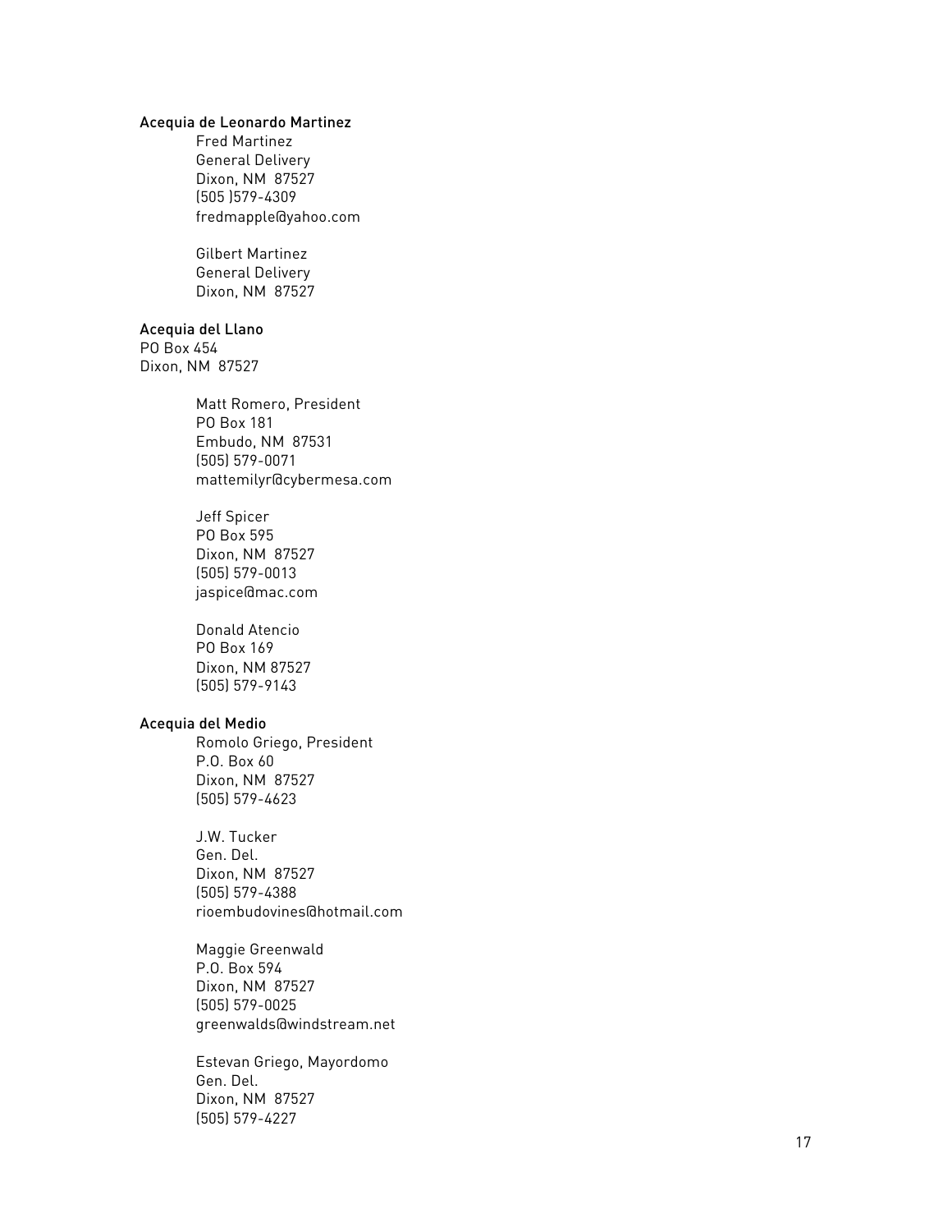**Acequia de Leonardo Martinez**

Fred Martinez
General Delivery
Dixon, NM 87527
(505 )579-4309
fredmapple@yahoo.com

Gilbert Martinez
General Delivery
Dixon, NM 87527

**Acequia del Llano**
PO Box 454
Dixon, NM 87527

Matt Romero, President
PO Box 181
Embudo, NM 87531
(505) 579-0071
mattemilyr@cybermesa.com

Jeff Spicer
PO Box 595
Dixon, NM 87527
(505) 579-0013
jaspice@mac.com

Donald Atencio
PO Box 169
Dixon, NM 87527
(505) 579-9143

**Acequia del Medio**

Romolo Griego, President
P.O. Box 60
Dixon, NM 87527
(505) 579-4623

J.W. Tucker
Gen. Del.
Dixon, NM 87527
(505) 579-4388
rioembudovines@hotmail.com

Maggie Greenwald
P.O. Box 594
Dixon, NM 87527
(505) 579-0025
greenwalds@windstream.net

Estevan Griego, Mayordomo
Gen. Del.
Dixon, NM 87527
(505) 579-4227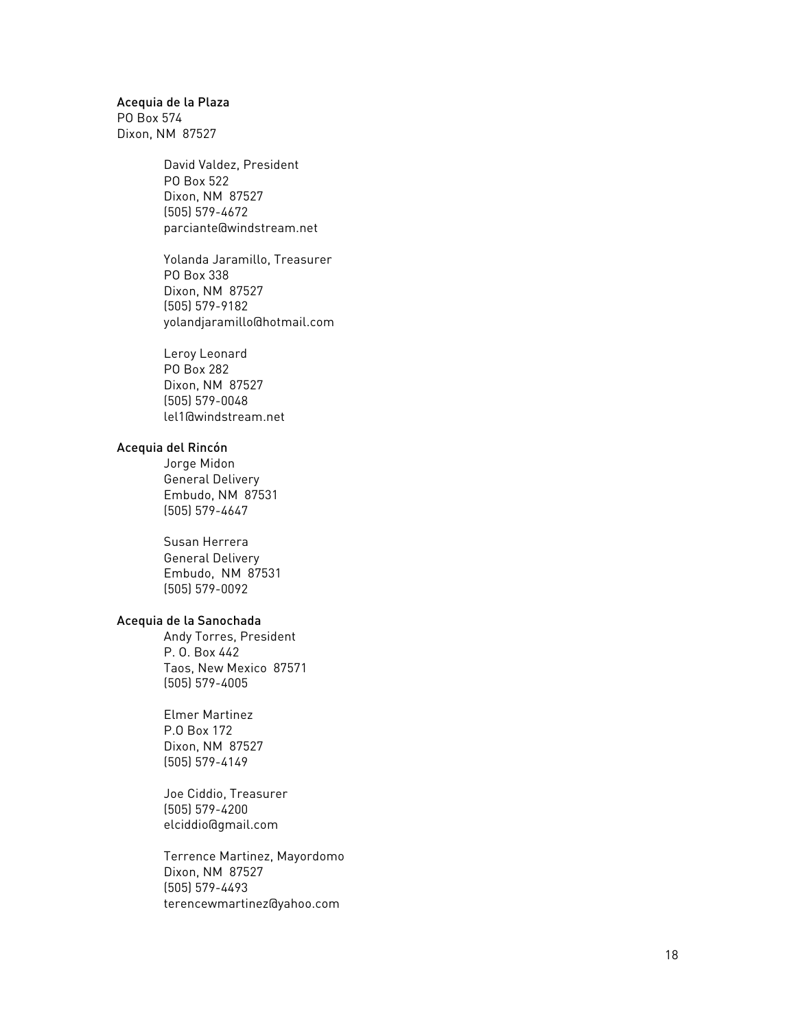**Acequia de la Plaza**
PO Box 574
Dixon, NM 87527

David Valdez, President
PO Box 522
Dixon, NM 87527
(505) 579-4672
parciante@windstream.net

Yolanda Jaramillo, Treasurer
PO Box 338
Dixon, NM 87527
(505) 579-9182
yolandjaramillo@hotmail.com

Leroy Leonard
PO Box 282
Dixon, NM 87527
(505) 579-0048
lel1@windstream.net

**Acequia del Rincón**

Jorge Midon
General Delivery
Embudo, NM 87531
(505) 579-4647

Susan Herrera
General Delivery
Embudo, NM 87531
(505) 579-0092

**Acequia de la Sanochada**

Andy Torres, President
P. O. Box 442
Taos, New Mexico 87571
(505) 579-4005

Elmer Martinez
P.O Box 172
Dixon, NM 87527
(505) 579-4149

Joe Ciddio, Treasurer
(505) 579-4200
elciddio@gmail.com

Terrence Martinez, Mayordomo
Dixon, NM 87527
(505) 579-4493
terencewmartinez@yahoo.com